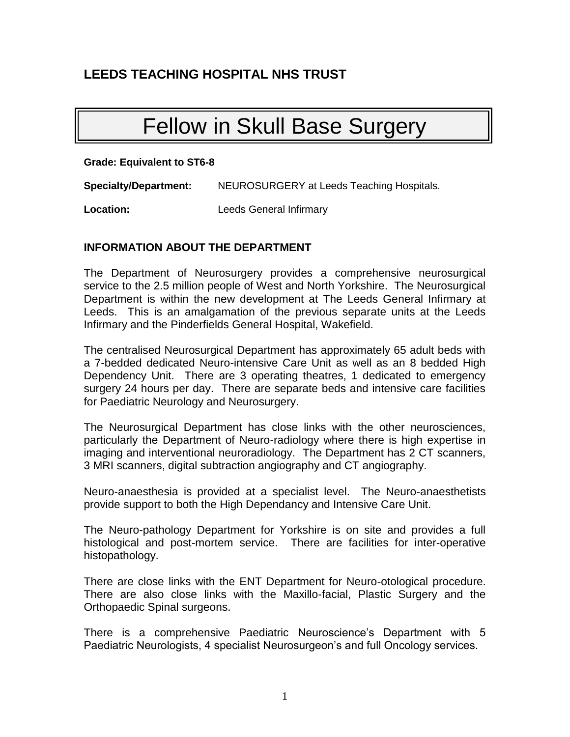## LEEDS TEACHING HOSPITAL NHS TRUST

# Fellow in Skull Base Surgery

**Grade: Equivalent to ST6-8**

**Specialty/Department:** NEUROSURGERY at Leeds Teaching Hospitals.

**Location:** Leeds General Infirmary

### INFORMATION ABOUT THE DEPARTMENT

The Department of Neurosurgery provides a comprehensive neurosurgical service to the 2.5 million people of West and North Yorkshire. The Neurosurgical Department is within the new development at The Leeds General Infirmary at Leeds. This is an amalgamation of the previous separate units at the Leeds Infirmary and the Pinderfields General Hospital, Wakefield.

The centralised Neurosurgical Department has approximately 65 adult beds with a 7-bedded dedicated Neuro-intensive Care Unit as well as an 8 bedded High Dependency Unit. There are 3 operating theatres, 1 dedicated to emergency surgery 24 hours per day. There are separate beds and intensive care facilities for Paediatric Neurology and Neurosurgery.

The Neurosurgical Department has close links with the other neurosciences, particularly the Department of Neuro-radiology where there is high expertise in imaging and interventional neuroradiology. The Department has 2 CT scanners, 3 MRI scanners, digital subtraction angiography and CT angiography.

Neuro-anaesthesia is provided at a specialist level. The Neuro-anaesthetists provide support to both the High Dependancy and Intensive Care Unit.

The Neuro-pathology Department for Yorkshire is on site and provides a full histological and post-mortem service. There are facilities for inter-operative histopathology.

There are close links with the ENT Department for Neuro-otological procedure. There are also close links with the Maxillo-facial, Plastic Surgery and the Orthopaedic Spinal surgeons.

There is a comprehensive Paediatric Neuroscience's Department with 5 Paediatric Neurologists, 4 specialist Neurosurgeon's and full Oncology services.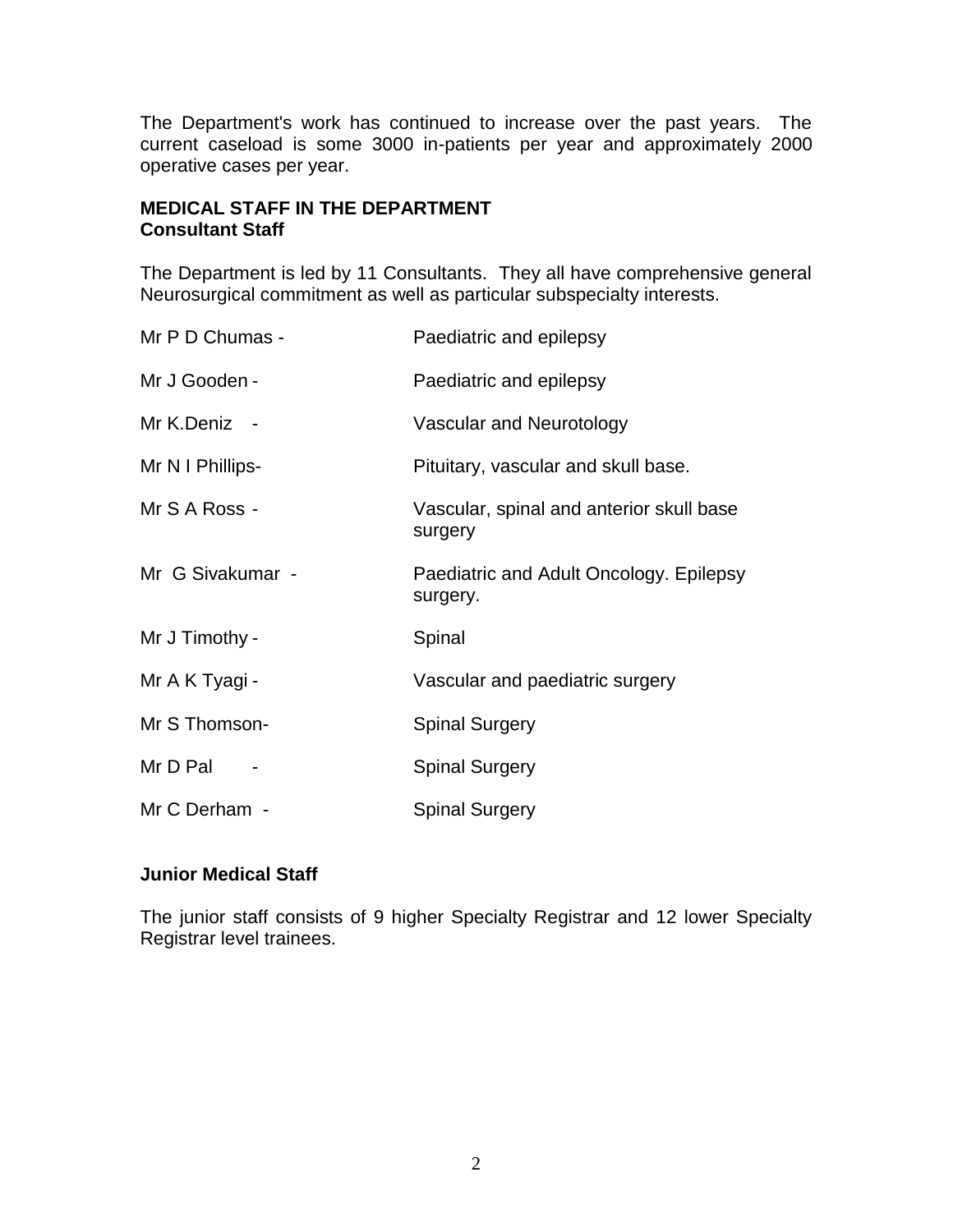The Department's work has continued to increase over the past years. The current caseload is some 3000 in-patients per year and approximately 2000 operative cases per year.

**MEDICAL STAFF IN THE DEPARTMENT**
**Consultant Staff**

The Department is led by 11 Consultants. They all have comprehensive general Neurosurgical commitment as well as particular subspecialty interests.

| | |
|---|---|
| Mr P D Chumas - | Paediatric and epilepsy |
| Mr J Gooden - | Paediatric and epilepsy |
| Mr K.Deniz - | Vascular and Neurotology |
| Mr N I Phillips- | Pituitary, vascular and skull base. |
| Mr S A Ross - | Vascular, spinal and anterior skull base surgery |
| Mr G Sivakumar - | Paediatric and Adult Oncology. Epilepsy surgery. |
| Mr J Timothy - | Spinal |
| Mr A K Tyagi - | Vascular and paediatric surgery |
| Mr S Thomson- | Spinal Surgery |
| Mr D Pal - | Spinal Surgery |
| Mr C Derham - | Spinal Surgery |

**Junior Medical Staff**

The junior staff consists of 9 higher Specialty Registrar and 12 lower Specialty Registrar level trainees.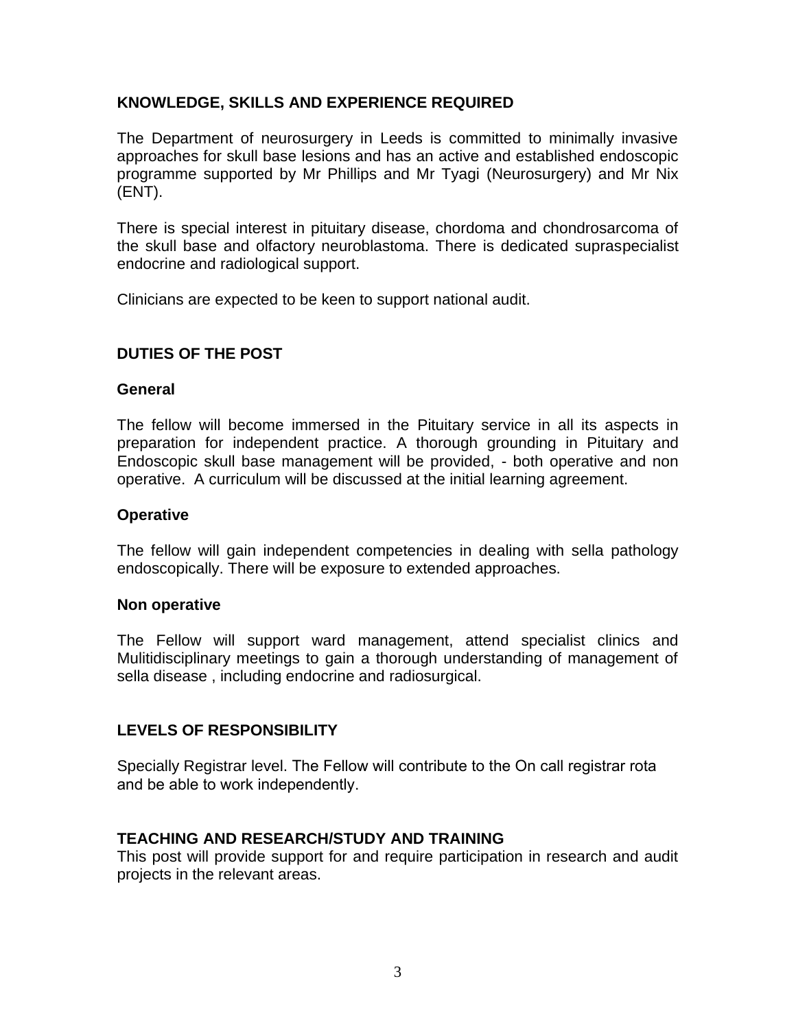## KNOWLEDGE, SKILLS AND EXPERIENCE REQUIRED

The Department of neurosurgery in Leeds is committed to minimally invasive approaches for skull base lesions and has an active and established endoscopic programme supported by Mr Phillips and Mr Tyagi (Neurosurgery) and Mr Nix (ENT).

There is special interest in pituitary disease, chordoma and chondrosarcoma of the skull base and olfactory neuroblastoma. There is dedicated supraspecialist endocrine and radiological support.

Clinicians are expected to be keen to support national audit.

## DUTIES OF THE POST

### General

The fellow will become immersed in the Pituitary service in all its aspects in preparation for independent practice. A thorough grounding in Pituitary and Endoscopic skull base management will be provided, - both operative and non operative. A curriculum will be discussed at the initial learning agreement.

### Operative

The fellow will gain independent competencies in dealing with sella pathology endoscopically. There will be exposure to extended approaches.

### Non operative

The Fellow will support ward management, attend specialist clinics and Mulitidisciplinary meetings to gain a thorough understanding of management of sella disease , including endocrine and radiosurgical.

## LEVELS OF RESPONSIBILITY

Specially Registrar level. The Fellow will contribute to the On call registrar rota and be able to work independently.

## TEACHING AND RESEARCH/STUDY AND TRAINING

This post will provide support for and require participation in research and audit projects in the relevant areas.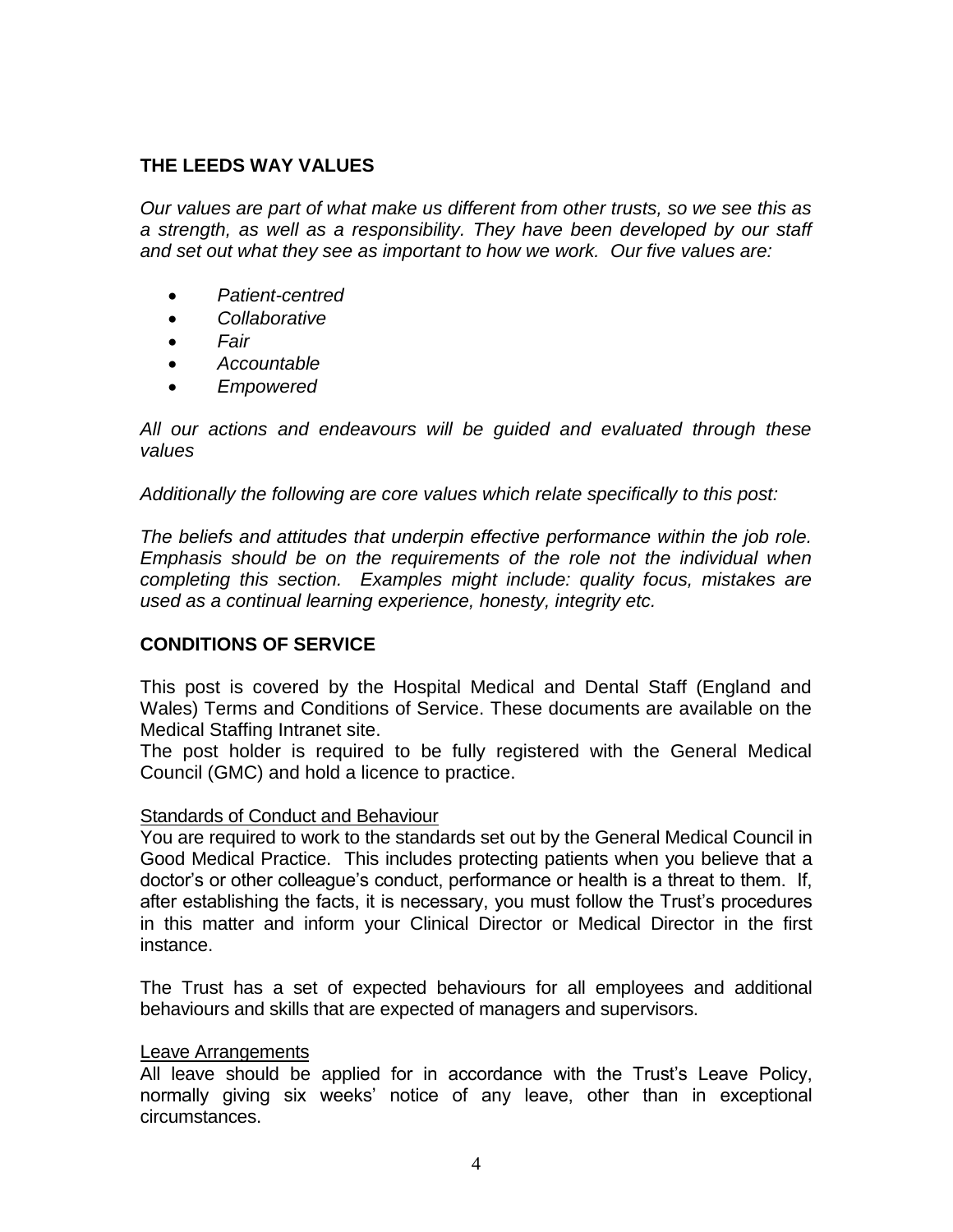## THE LEEDS WAY VALUES

*Our values are part of what make us different from other trusts, so we see this as a strength, as well as a responsibility. They have been developed by our staff and set out what they see as important to how we work. Our five values are:*

- *Patient-centred*
- *Collaborative*
- *Fair*
- *Accountable*
- *Empowered*

*All our actions and endeavours will be guided and evaluated through these values*

*Additionally the following are core values which relate specifically to this post:*

*The beliefs and attitudes that underpin effective performance within the job role. Emphasis should be on the requirements of the role not the individual when completing this section. Examples might include: quality focus, mistakes are used as a continual learning experience, honesty, integrity etc.*

## CONDITIONS OF SERVICE

This post is covered by the Hospital Medical and Dental Staff (England and Wales) Terms and Conditions of Service. These documents are available on the Medical Staffing Intranet site.
The post holder is required to be fully registered with the General Medical Council (GMC) and hold a licence to practice.

### Standards of Conduct and Behaviour

You are required to work to the standards set out by the General Medical Council in Good Medical Practice. This includes protecting patients when you believe that a doctor's or other colleague's conduct, performance or health is a threat to them. If, after establishing the facts, it is necessary, you must follow the Trust's procedures in this matter and inform your Clinical Director or Medical Director in the first instance.

The Trust has a set of expected behaviours for all employees and additional behaviours and skills that are expected of managers and supervisors.

### Leave Arrangements

All leave should be applied for in accordance with the Trust's Leave Policy, normally giving six weeks' notice of any leave, other than in exceptional circumstances.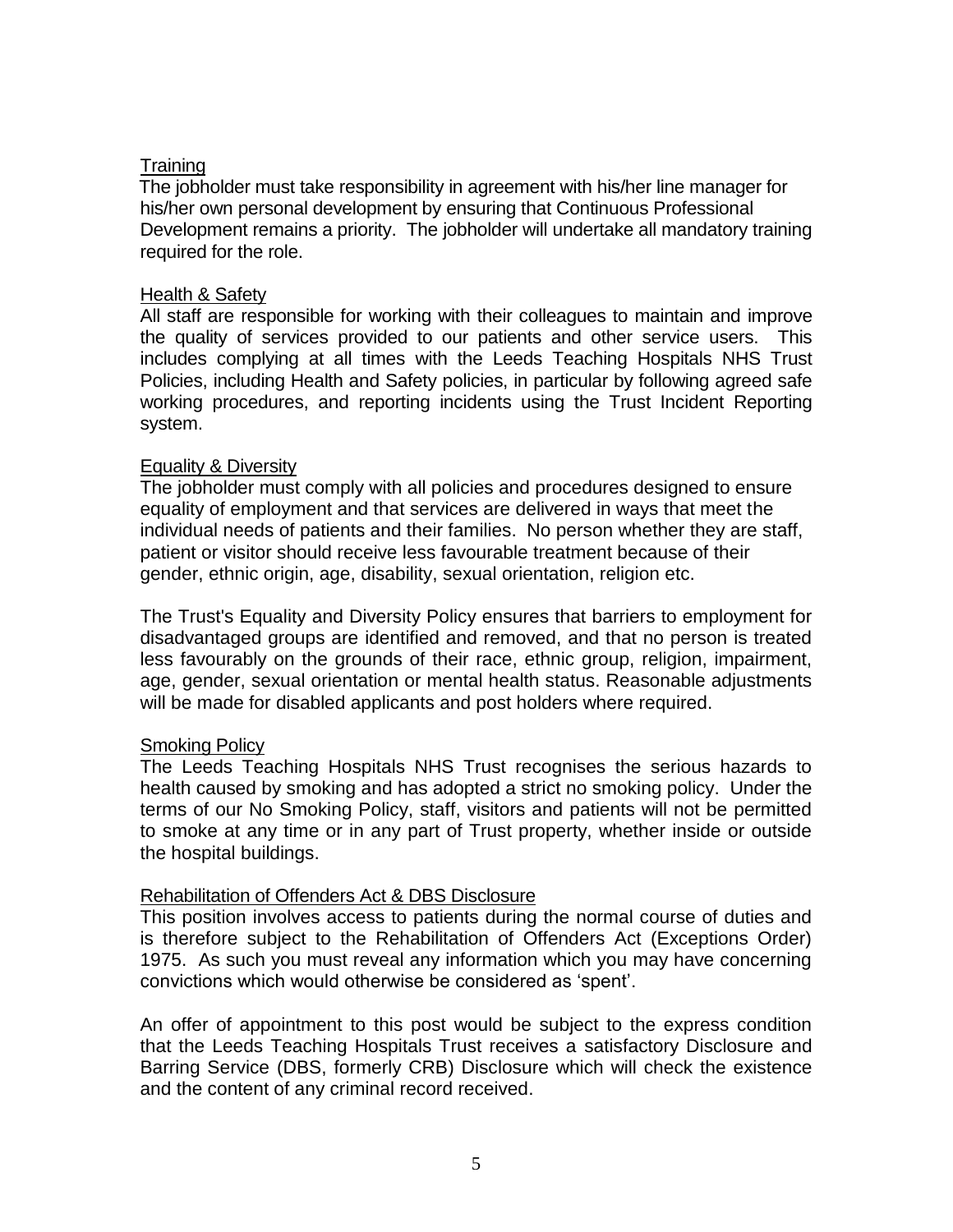### Training

The jobholder must take responsibility in agreement with his/her line manager for his/her own personal development by ensuring that Continuous Professional Development remains a priority. The jobholder will undertake all mandatory training required for the role.

### Health & Safety

All staff are responsible for working with their colleagues to maintain and improve the quality of services provided to our patients and other service users. This includes complying at all times with the Leeds Teaching Hospitals NHS Trust Policies, including Health and Safety policies, in particular by following agreed safe working procedures, and reporting incidents using the Trust Incident Reporting system.

### Equality & Diversity

The jobholder must comply with all policies and procedures designed to ensure equality of employment and that services are delivered in ways that meet the individual needs of patients and their families. No person whether they are staff, patient or visitor should receive less favourable treatment because of their gender, ethnic origin, age, disability, sexual orientation, religion etc.

The Trust's Equality and Diversity Policy ensures that barriers to employment for disadvantaged groups are identified and removed, and that no person is treated less favourably on the grounds of their race, ethnic group, religion, impairment, age, gender, sexual orientation or mental health status. Reasonable adjustments will be made for disabled applicants and post holders where required.

### Smoking Policy

The Leeds Teaching Hospitals NHS Trust recognises the serious hazards to health caused by smoking and has adopted a strict no smoking policy. Under the terms of our No Smoking Policy, staff, visitors and patients will not be permitted to smoke at any time or in any part of Trust property, whether inside or outside the hospital buildings.

### Rehabilitation of Offenders Act & DBS Disclosure

This position involves access to patients during the normal course of duties and is therefore subject to the Rehabilitation of Offenders Act (Exceptions Order) 1975. As such you must reveal any information which you may have concerning convictions which would otherwise be considered as 'spent'.

An offer of appointment to this post would be subject to the express condition that the Leeds Teaching Hospitals Trust receives a satisfactory Disclosure and Barring Service (DBS, formerly CRB) Disclosure which will check the existence and the content of any criminal record received.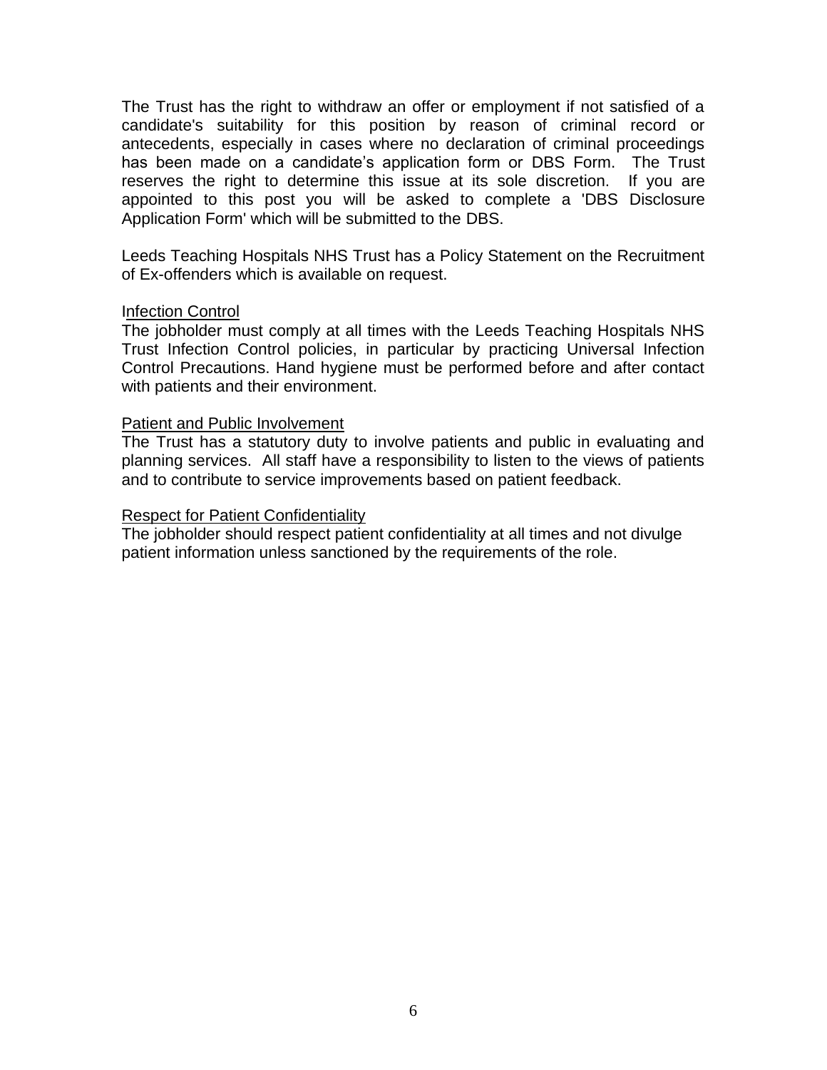The Trust has the right to withdraw an offer or employment if not satisfied of a candidate's suitability for this position by reason of criminal record or antecedents, especially in cases where no declaration of criminal proceedings has been made on a candidate's application form or DBS Form. The Trust reserves the right to determine this issue at its sole discretion. If you are appointed to this post you will be asked to complete a 'DBS Disclosure Application Form' which will be submitted to the DBS.

Leeds Teaching Hospitals NHS Trust has a Policy Statement on the Recruitment of Ex-offenders which is available on request.

Infection Control

The jobholder must comply at all times with the Leeds Teaching Hospitals NHS Trust Infection Control policies, in particular by practicing Universal Infection Control Precautions. Hand hygiene must be performed before and after contact with patients and their environment.

Patient and Public Involvement

The Trust has a statutory duty to involve patients and public in evaluating and planning services. All staff have a responsibility to listen to the views of patients and to contribute to service improvements based on patient feedback.

Respect for Patient Confidentiality

The jobholder should respect patient confidentiality at all times and not divulge patient information unless sanctioned by the requirements of the role.